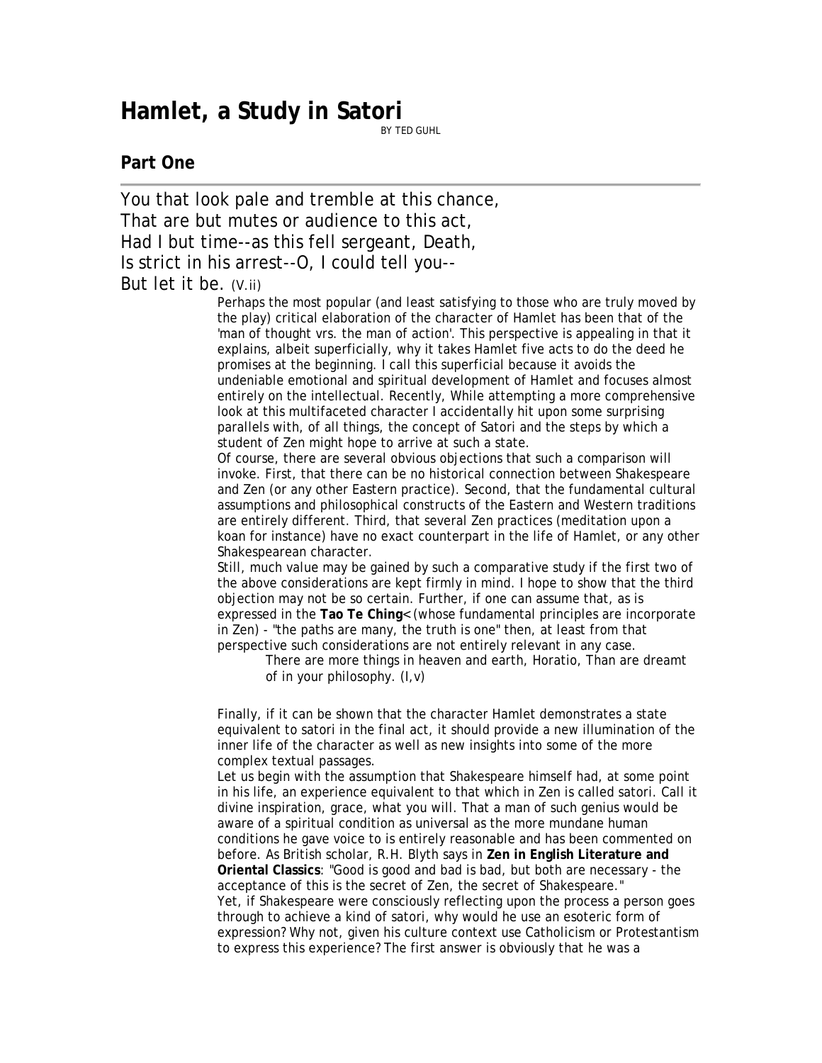# Hamlet, a Study in Satori

BY TED GUHL

## Part One

You that look pale and tremble at this chance,
That are but mutes or audience to this act,
Had I but time--as this fell sergeant, Death,
Is strict in his arrest--O, I could tell you--
But let it be. (V.ii)

Perhaps the most popular (and least satisfying to those who are truly moved by the play) critical elaboration of the character of Hamlet has been that of the 'man of thought vrs. the man of action'. This perspective is appealing in that it explains, albeit superficially, why it takes Hamlet five acts to do the deed he promises at the beginning. I call this superficial because it avoids the undeniable emotional and spiritual development of Hamlet and focuses almost entirely on the intellectual. Recently, While attempting a more comprehensive look at this multifaceted character I accidentally hit upon some surprising parallels with, of all things, the concept of Satori and the steps by which a student of Zen might hope to arrive at such a state.

Of course, there are several obvious objections that such a comparison will invoke. First, that there can be no historical connection between Shakespeare and Zen (or any other Eastern practice). Second, that the fundamental cultural assumptions and philosophical constructs of the Eastern and Western traditions are entirely different. Third, that several Zen practices (meditation upon a koan for instance) have no exact counterpart in the life of Hamlet, or any other Shakespearean character.

Still, much value may be gained by such a comparative study if the first two of the above considerations are kept firmly in mind. I hope to show that the third objection may not be so certain. Further, if one can assume that, as is expressed in the **Tao Te Ching**< (whose fundamental principles are incorporate in Zen) - "the paths are many, the truth is one" then, at least from that perspective such considerations are not entirely relevant in any case.

> There are more things in heaven and earth, Horatio, Than are dreamt of in your philosophy. (I,v)

Finally, if it can be shown that the character Hamlet demonstrates a state equivalent to satori in the final act, it should provide a new illumination of the inner life of the character as well as new insights into some of the more complex textual passages.

Let us begin with the assumption that Shakespeare himself had, at some point in his life, an experience equivalent to that which in Zen is called satori. Call it divine inspiration, grace, what you will. That a man of such genius would be aware of a spiritual condition as universal as the more mundane human conditions he gave voice to is entirely reasonable and has been commented on before. As British scholar, R.H. Blyth says in **Zen in English Literature and Oriental Classics**: "Good is good and bad is bad, but both are necessary - the acceptance of this is the secret of Zen, the secret of Shakespeare."

Yet, if Shakespeare were consciously reflecting upon the process a person goes through to achieve a kind of satori, why would he use an esoteric form of expression? Why not, given his culture context use Catholicism or Protestantism to express this experience? The first answer is obviously that he was a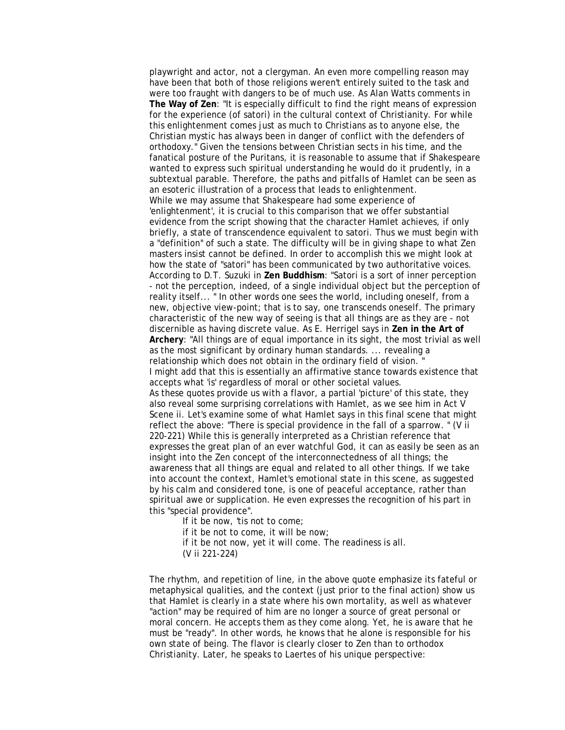playwright and actor, not a clergyman. An even more compelling reason may have been that both of those religions weren't entirely suited to the task and were too fraught with dangers to be of much use. As Alan Watts comments in **The Way of Zen**: "It is especially difficult to find the right means of expression for the experience (of satori) in the cultural context of Christianity. For while this enlightenment comes just as much to Christians as to anyone else, the Christian mystic has always been in danger of conflict with the defenders of orthodoxy." Given the tensions between Christian sects in his time, and the fanatical posture of the Puritans, it is reasonable to assume that if Shakespeare wanted to express such spiritual understanding he would do it prudently, in a subtextual parable. Therefore, the paths and pitfalls of Hamlet can be seen as an esoteric illustration of a process that leads to enlightenment.

While we may assume that Shakespeare had some experience of 'enlightenment', it is crucial to this comparison that we offer substantial evidence from the script showing that the character Hamlet achieves, if only briefly, a state of transcendence equivalent to satori. Thus we must begin with a "definition" of such a state. The difficulty will be in giving shape to what Zen masters insist cannot be defined. In order to accomplish this we might look at how the state of "satori" has been communicated by two authoritative voices. According to D.T. Suzuki in **Zen Buddhism**: "Satori is a sort of inner perception - not the perception, indeed, of a single individual object but the perception of reality itself... " In other words one sees the world, including oneself, from a new, objective view-point; that is to say, one transcends oneself. The primary characteristic of the new way of seeing is that all things are as they are - not discernible as having discrete value. As E. Herrigel says in **Zen in the Art of Archery**: "All things are of equal importance in its sight, the most trivial as well as the most significant by ordinary human standards. ... revealing a relationship which does not obtain in the ordinary field of vision. "

I might add that this is essentially an affirmative stance towards existence that accepts what 'is' regardless of moral or other societal values.

As these quotes provide us with a flavor, a partial 'picture' of this state, they also reveal some surprising correlations with Hamlet, as we see him in Act V Scene ii. Let's examine some of what Hamlet says in this final scene that might reflect the above: "There is special providence in the fall of a sparrow. " (V ii 220-221) While this is generally interpreted as a Christian reference that expresses the great plan of an ever watchful God, it can as easily be seen as an insight into the Zen concept of the interconnectedness of all things; the awareness that all things are equal and related to all other things. If we take into account the context, Hamlet's emotional state in this scene, as suggested by his calm and considered tone, is one of peaceful acceptance, rather than spiritual awe or supplication. He even expresses the recognition of his part in this "special providence".

> If it be now, 'tis not to come;
> if it be not to come, it will be now;
> if it be not now, yet it will come. The readiness is all.
> (V ii 221-224)

The rhythm, and repetition of line, in the above quote emphasize its fateful or metaphysical qualities, and the context (just prior to the final action) show us that Hamlet is clearly in a state where his own mortality, as well as whatever "action" may be required of him are no longer a source of great personal or moral concern. He accepts them as they come along. Yet, he is aware that he must be "ready". In other words, he knows that he alone is responsible for his own state of being. The flavor is clearly closer to Zen than to orthodox Christianity. Later, he speaks to Laertes of his unique perspective: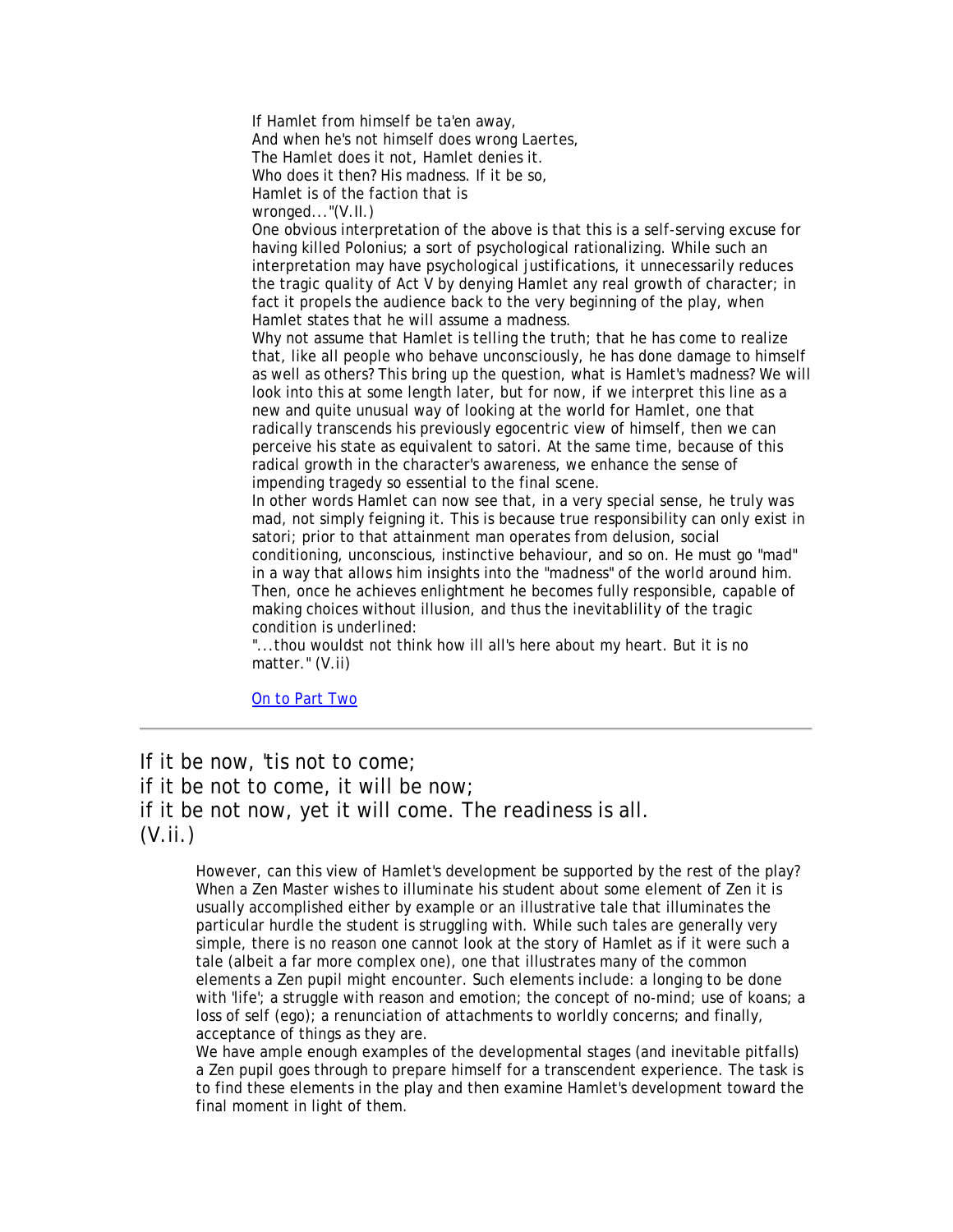If Hamlet from himself be ta'en away,
And when he's not himself does wrong Laertes,
The Hamlet does it not, Hamlet denies it.
Who does it then? His madness. If it be so,
Hamlet is of the faction that is
wronged..."(V.II.)

One obvious interpretation of the above is that this is a self-serving excuse for having killed Polonius; a sort of psychological rationalizing. While such an interpretation may have psychological justifications, it unnecessarily reduces the tragic quality of Act V by denying Hamlet any real growth of character; in fact it propels the audience back to the very beginning of the play, when Hamlet states that he will assume a madness.

Why not assume that Hamlet is telling the truth; that he has come to realize that, like all people who behave unconsciously, he has done damage to himself as well as others? This bring up the question, what is Hamlet's madness? We will look into this at some length later, but for now, if we interpret this line as a new and quite unusual way of looking at the world for Hamlet, one that radically transcends his previously egocentric view of himself, then we can perceive his state as equivalent to satori. At the same time, because of this radical growth in the character's awareness, we enhance the sense of impending tragedy so essential to the final scene.

In other words Hamlet can now see that, in a very special sense, he truly was mad, not simply feigning it. This is because true responsibility can only exist in satori; prior to that attainment man operates from delusion, social conditioning, unconscious, instinctive behaviour, and so on. He must go "mad" in a way that allows him insights into the "madness" of the world around him. Then, once he achieves enlightment he becomes fully responsible, capable of making choices without illusion, and thus the inevitablility of the tragic condition is underlined:

"...thou wouldst not think how ill all's here about my heart. But it is no matter." (V.ii)

On to Part Two

---

If it be now, 'tis not to come;
if it be not to come, it will be now;
if it be not now, yet it will come. The readiness is all.
(V.ii.)

However, can this view of Hamlet's development be supported by the rest of the play? When a Zen Master wishes to illuminate his student about some element of Zen it is usually accomplished either by example or an illustrative tale that illuminates the particular hurdle the student is struggling with. While such tales are generally very simple, there is no reason one cannot look at the story of Hamlet as if it were such a tale (albeit a far more complex one), one that illustrates many of the common elements a Zen pupil might encounter. Such elements include: a longing to be done with 'life'; a struggle with reason and emotion; the concept of no-mind; use of koans; a loss of self (ego); a renunciation of attachments to worldly concerns; and finally, acceptance of things as they are.

We have ample enough examples of the developmental stages (and inevitable pitfalls) a Zen pupil goes through to prepare himself for a transcendent experience. The task is to find these elements in the play and then examine Hamlet's development toward the final moment in light of them.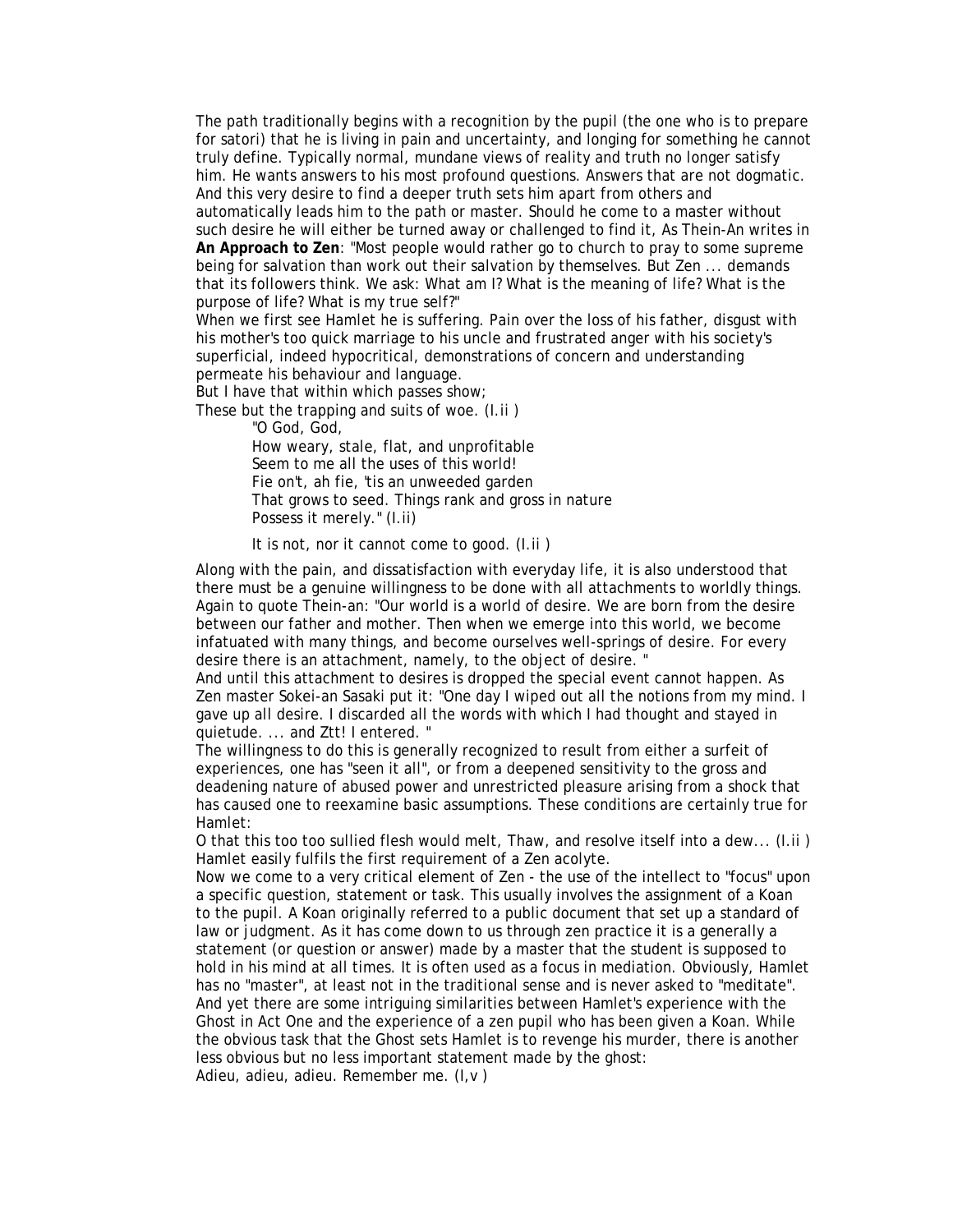The path traditionally begins with a recognition by the pupil (the one who is to prepare for satori) that he is living in pain and uncertainty, and longing for something he cannot truly define. Typically normal, mundane views of reality and truth no longer satisfy him. He wants answers to his most profound questions. Answers that are not dogmatic. And this very desire to find a deeper truth sets him apart from others and automatically leads him to the path or master. Should he come to a master without such desire he will either be turned away or challenged to find it, As Thein-An writes in **An Approach to Zen**: "Most people would rather go to church to pray to some supreme being for salvation than work out their salvation by themselves. But Zen ... demands that its followers think. We ask: What am I? What is the meaning of life? What is the purpose of life? What is my true self?"

When we first see Hamlet he is suffering. Pain over the loss of his father, disgust with his mother's too quick marriage to his uncle and frustrated anger with his society's superficial, indeed hypocritical, demonstrations of concern and understanding permeate his behaviour and language.

But I have that within which passes show;
These but the trapping and suits of woe. (I.ii )

> "O God, God,
> How weary, stale, flat, and unprofitable
> Seem to me all the uses of this world!
> Fie on't, ah fie, 'tis an unweeded garden
> That grows to seed. Things rank and gross in nature
> Possess it merely." (I.ii)
>
> It is not, nor it cannot come to good. (I.ii )

Along with the pain, and dissatisfaction with everyday life, it is also understood that there must be a genuine willingness to be done with all attachments to worldly things. Again to quote Thein-an: "Our world is a world of desire. We are born from the desire between our father and mother. Then when we emerge into this world, we become infatuated with many things, and become ourselves well-springs of desire. For every desire there is an attachment, namely, to the object of desire. "

And until this attachment to desires is dropped the special event cannot happen. As Zen master Sokei-an Sasaki put it: "One day I wiped out all the notions from my mind. I gave up all desire. I discarded all the words with which I had thought and stayed in quietude. ... and Ztt! I entered. "

The willingness to do this is generally recognized to result from either a surfeit of experiences, one has "seen it all", or from a deepened sensitivity to the gross and deadening nature of abused power and unrestricted pleasure arising from a shock that has caused one to reexamine basic assumptions. These conditions are certainly true for Hamlet:

O that this too too sullied flesh would melt, Thaw, and resolve itself into a dew... (I.ii )

Hamlet easily fulfils the first requirement of a Zen acolyte.

Now we come to a very critical element of Zen - the use of the intellect to "focus" upon a specific question, statement or task. This usually involves the assignment of a Koan to the pupil. A Koan originally referred to a public document that set up a standard of law or judgment. As it has come down to us through zen practice it is a generally a statement (or question or answer) made by a master that the student is supposed to hold in his mind at all times. It is often used as a focus in mediation. Obviously, Hamlet has no "master", at least not in the traditional sense and is never asked to "meditate". And yet there are some intriguing similarities between Hamlet's experience with the Ghost in Act One and the experience of a zen pupil who has been given a Koan. While the obvious task that the Ghost sets Hamlet is to revenge his murder, there is another less obvious but no less important statement made by the ghost:

Adieu, adieu, adieu. Remember me. (I,v )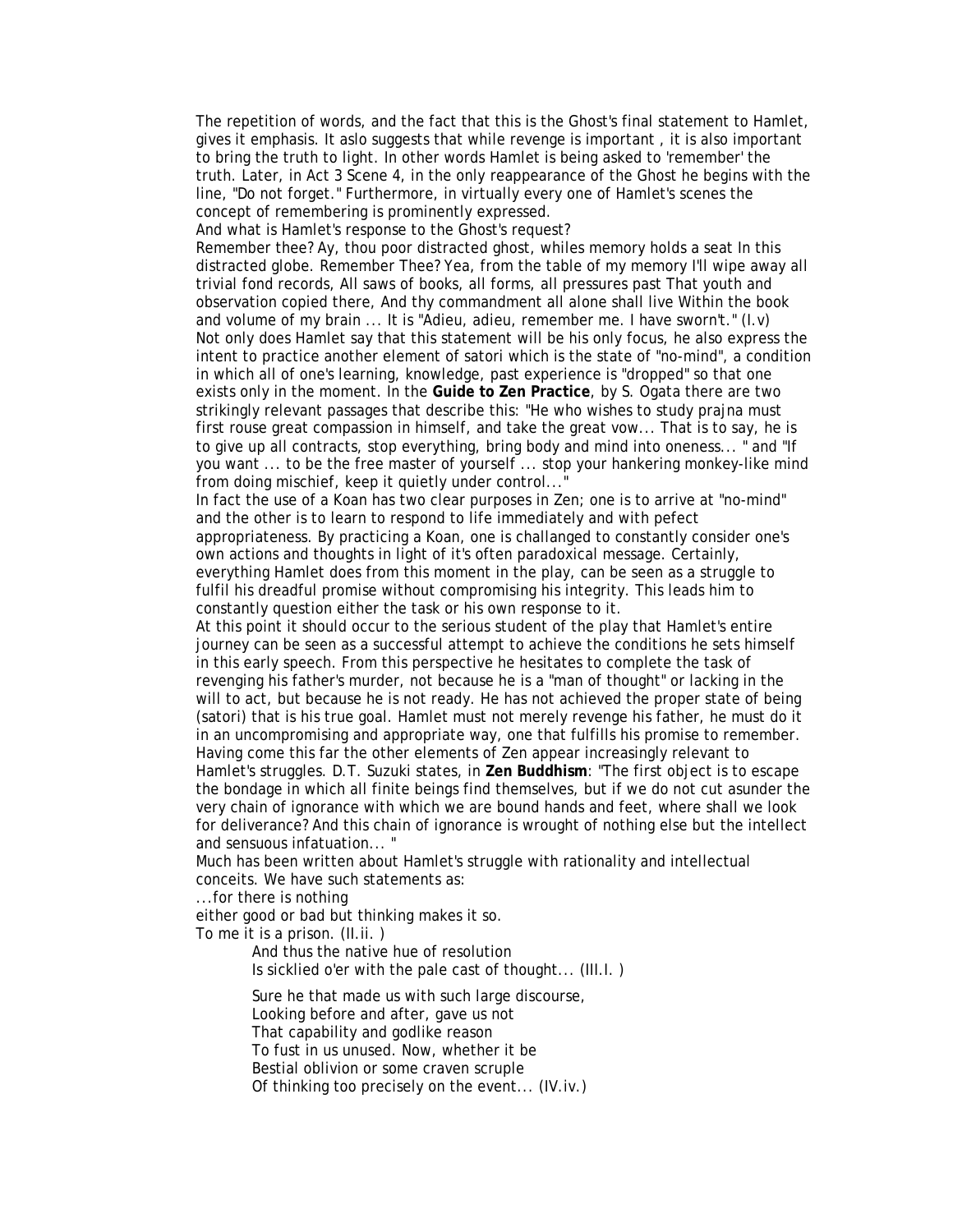The repetition of words, and the fact that this is the Ghost's final statement to Hamlet, gives it emphasis. It aslo suggests that while revenge is important , it is also important to bring the truth to light. In other words Hamlet is being asked to 'remember' the truth. Later, in Act 3 Scene 4, in the only reappearance of the Ghost he begins with the line, "Do not forget." Furthermore, in virtually every one of Hamlet's scenes the concept of remembering is prominently expressed.

And what is Hamlet's response to the Ghost's request?

Remember thee? Ay, thou poor distracted ghost, whiles memory holds a seat In this distracted globe. Remember Thee? Yea, from the table of my memory I'll wipe away all trivial fond records, All saws of books, all forms, all pressures past That youth and observation copied there, And thy commandment all alone shall live Within the book and volume of my brain ... It is "Adieu, adieu, remember me. I have sworn't." (I.v)

Not only does Hamlet say that this statement will be his only focus, he also express the intent to practice another element of satori which is the state of "no-mind", a condition in which all of one's learning, knowledge, past experience is "dropped" so that one exists only in the moment. In the **Guide to Zen Practice**, by S. Ogata there are two strikingly relevant passages that describe this: "He who wishes to study prajna must first rouse great compassion in himself, and take the great vow... That is to say, he is to give up all contracts, stop everything, bring body and mind into oneness... " and "If you want ... to be the free master of yourself ... stop your hankering monkey-like mind from doing mischief, keep it quietly under control..."

In fact the use of a Koan has two clear purposes in Zen; one is to arrive at "no-mind" and the other is to learn to respond to life immediately and with pefect appropriateness. By practicing a Koan, one is challanged to constantly consider one's own actions and thoughts in light of it's often paradoxical message. Certainly, everything Hamlet does from this moment in the play, can be seen as a struggle to fulfil his dreadful promise without compromising his integrity. This leads him to constantly question either the task or his own response to it.

At this point it should occur to the serious student of the play that Hamlet's entire journey can be seen as a successful attempt to achieve the conditions he sets himself in this early speech. From this perspective he hesitates to complete the task of revenging his father's murder, not because he is a "man of thought" or lacking in the will to act, but because he is not ready. He has not achieved the proper state of being (satori) that is his true goal. Hamlet must not merely revenge his father, he must do it in an uncompromising and appropriate way, one that fulfills his promise to remember.

Having come this far the other elements of Zen appear increasingly relevant to Hamlet's struggles. D.T. Suzuki states, in **Zen Buddhism**: "The first object is to escape the bondage in which all finite beings find themselves, but if we do not cut asunder the very chain of ignorance with which we are bound hands and feet, where shall we look for deliverance? And this chain of ignorance is wrought of nothing else but the intellect and sensuous infatuation... "

Much has been written about Hamlet's struggle with rationality and intellectual conceits. We have such statements as:

...for there is nothing
either good or bad but thinking makes it so.
To me it is a prison. (II.ii. )

> And thus the native hue of resolution
> Is sicklied o'er with the pale cast of thought... (III.I. )

> Sure he that made us with such large discourse,
> Looking before and after, gave us not
> That capability and godlike reason
> To fust in us unused. Now, whether it be
> Bestial oblivion or some craven scruple
> Of thinking too precisely on the event... (IV.iv.)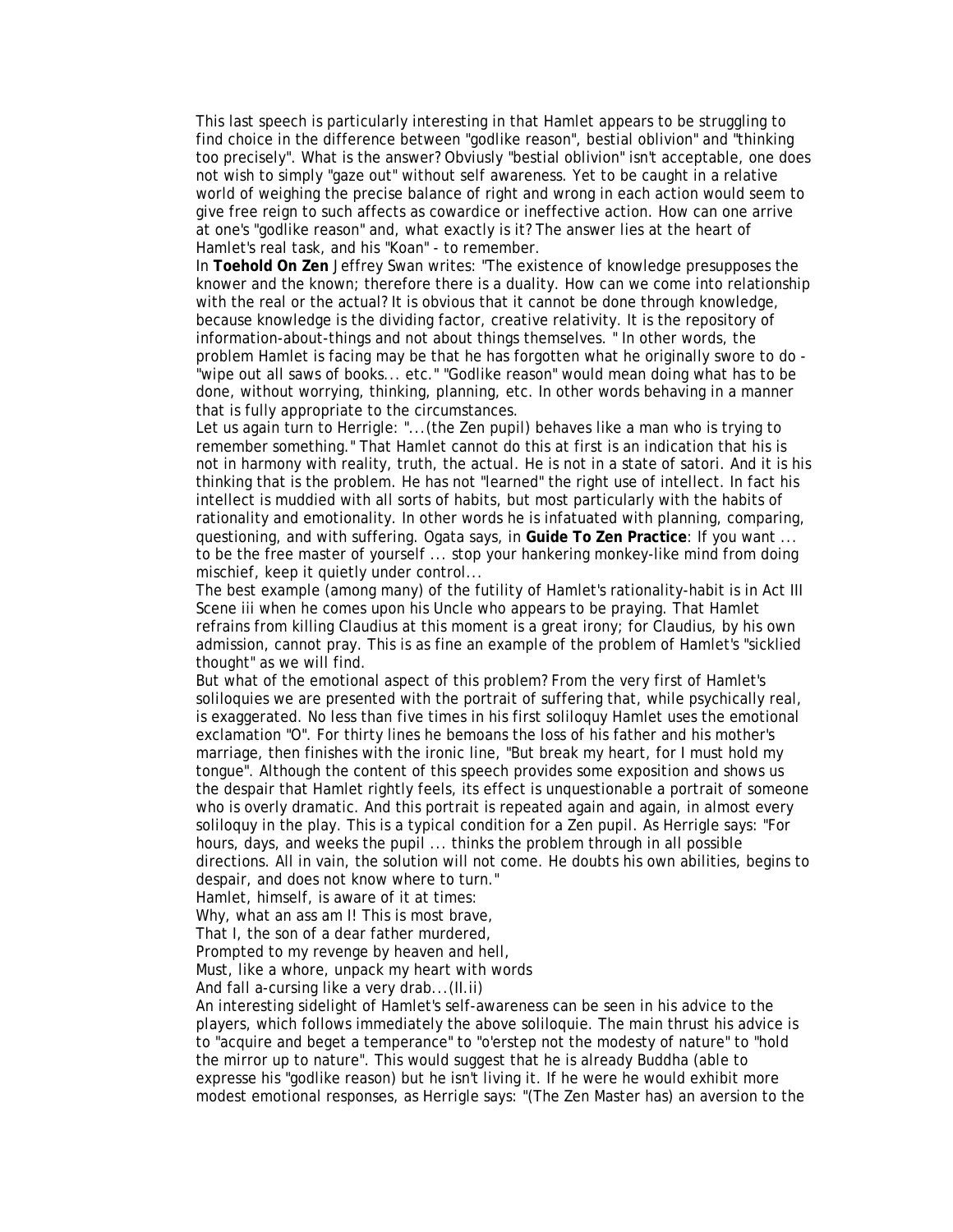This last speech is particularly interesting in that Hamlet appears to be struggling to find choice in the difference between "godlike reason", bestial oblivion" and "thinking too precisely". What is the answer? Obviusly "bestial oblivion" isn't acceptable, one does not wish to simply "gaze out" without self awareness. Yet to be caught in a relative world of weighing the precise balance of right and wrong in each action would seem to give free reign to such affects as cowardice or ineffective action. How can one arrive at one's "godlike reason" and, what exactly is it? The answer lies at the heart of Hamlet's real task, and his "Koan" - to remember.

In **Toehold On Zen** Jeffrey Swan writes: "The existence of knowledge presupposes the knower and the known; therefore there is a duality. How can we come into relationship with the real or the actual? It is obvious that it cannot be done through knowledge, because knowledge is the dividing factor, creative relativity. It is the repository of information-about-things and not about things themselves. " In other words, the problem Hamlet is facing may be that he has forgotten what he originally swore to do - "wipe out all saws of books... etc." "Godlike reason" would mean doing what has to be done, without worrying, thinking, planning, etc. In other words behaving in a manner that is fully appropriate to the circumstances.

Let us again turn to Herrigle: "...(the Zen pupil) behaves like a man who is trying to remember something." That Hamlet cannot do this at first is an indication that his is not in harmony with reality, truth, the actual. He is not in a state of satori. And it is his thinking that is the problem. He has not "learned" the right use of intellect. In fact his intellect is muddied with all sorts of habits, but most particularly with the habits of rationality and emotionality. In other words he is infatuated with planning, comparing, questioning, and with suffering. Ogata says, in **Guide To Zen Practice**: If you want ... to be the free master of yourself ... stop your hankering monkey-like mind from doing mischief, keep it quietly under control...

The best example (among many) of the futility of Hamlet's rationality-habit is in Act III Scene iii when he comes upon his Uncle who appears to be praying. That Hamlet refrains from killing Claudius at this moment is a great irony; for Claudius, by his own admission, cannot pray. This is as fine an example of the problem of Hamlet's "sicklied thought" as we will find.

But what of the emotional aspect of this problem? From the very first of Hamlet's soliloquies we are presented with the portrait of suffering that, while psychically real, is exaggerated. No less than five times in his first soliloquy Hamlet uses the emotional exclamation "O". For thirty lines he bemoans the loss of his father and his mother's marriage, then finishes with the ironic line, "But break my heart, for I must hold my tongue". Although the content of this speech provides some exposition and shows us the despair that Hamlet rightly feels, its effect is unquestionable a portrait of someone who is overly dramatic. And this portrait is repeated again and again, in almost every soliloquy in the play. This is a typical condition for a Zen pupil. As Herrigle says: "For hours, days, and weeks the pupil ... thinks the problem through in all possible directions. All in vain, the solution will not come. He doubts his own abilities, begins to despair, and does not know where to turn."

Hamlet, himself, is aware of it at times:

Why, what an ass am I! This is most brave,  
That I, the son of a dear father murdered,  
Prompted to my revenge by heaven and hell,  
Must, like a whore, unpack my heart with words  
And fall a-cursing like a very drab...(II.ii)

An interesting sidelight of Hamlet's self-awareness can be seen in his advice to the players, which follows immediately the above soliloquie. The main thrust his advice is to "acquire and beget a temperance" to "o'erstep not the modesty of nature" to "hold the mirror up to nature". This would suggest that he is already Buddha (able to expresse his "godlike reason) but he isn't living it. If he were he would exhibit more modest emotional responses, as Herrigle says: "(The Zen Master has) an aversion to the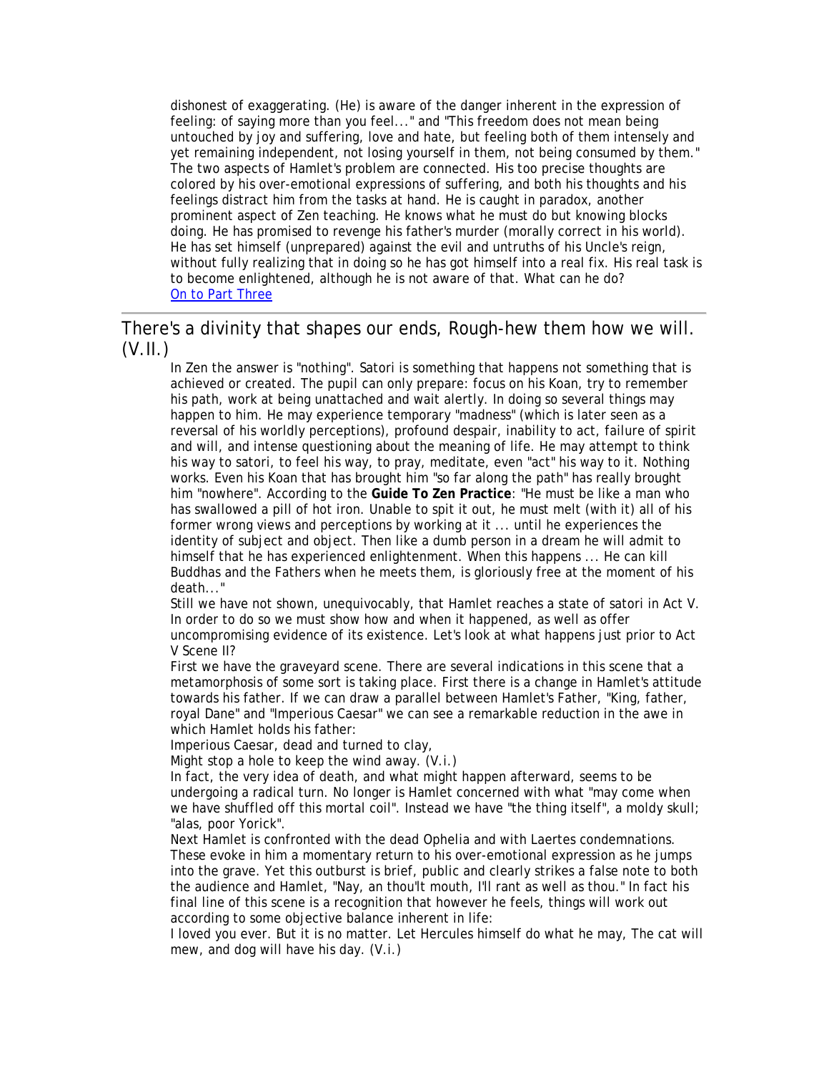dishonest of exaggerating. (He) is aware of the danger inherent in the expression of feeling: of saying more than you feel..." and "This freedom does not mean being untouched by joy and suffering, love and hate, but feeling both of them intensely and yet remaining independent, not losing yourself in them, not being consumed by them." The two aspects of Hamlet's problem are connected. His too precise thoughts are colored by his over-emotional expressions of suffering, and both his thoughts and his feelings distract him from the tasks at hand. He is caught in paradox, another prominent aspect of Zen teaching. He knows what he must do but knowing blocks doing. He has promised to revenge his father's murder (morally correct in his world). He has set himself (unprepared) against the evil and untruths of his Uncle's reign, without fully realizing that in doing so he has got himself into a real fix. His real task is to become enlightened, although he is not aware of that. What can he do?
On to Part Three

---

## There's a divinity that shapes our ends, Rough-hew them how we will. (V.II.)

In Zen the answer is "nothing". Satori is something that happens not something that is achieved or created. The pupil can only prepare: focus on his Koan, try to remember his path, work at being unattached and wait alertly. In doing so several things may happen to him. He may experience temporary "madness" (which is later seen as a reversal of his worldly perceptions), profound despair, inability to act, failure of spirit and will, and intense questioning about the meaning of life. He may attempt to think his way to satori, to feel his way, to pray, meditate, even "act" his way to it. Nothing works. Even his Koan that has brought him "so far along the path" has really brought him "nowhere". According to the **Guide To Zen Practice**: "He must be like a man who has swallowed a pill of hot iron. Unable to spit it out, he must melt (with it) all of his former wrong views and perceptions by working at it ... until he experiences the identity of subject and object. Then like a dumb person in a dream he will admit to himself that he has experienced enlightenment. When this happens ... He can kill Buddhas and the Fathers when he meets them, is gloriously free at the moment of his death..."

Still we have not shown, unequivocably, that Hamlet reaches a state of satori in Act V. In order to do so we must show how and when it happened, as well as offer uncompromising evidence of its existence. Let's look at what happens just prior to Act V Scene II?

First we have the graveyard scene. There are several indications in this scene that a metamorphosis of some sort is taking place. First there is a change in Hamlet's attitude towards his father. If we can draw a parallel between Hamlet's Father, "King, father, royal Dane" and "Imperious Caesar" we can see a remarkable reduction in the awe in which Hamlet holds his father:

Imperious Caesar, dead and turned to clay,
Might stop a hole to keep the wind away. (V.i.)

In fact, the very idea of death, and what might happen afterward, seems to be undergoing a radical turn. No longer is Hamlet concerned with what "may come when we have shuffled off this mortal coil". Instead we have "the thing itself", a moldy skull; "alas, poor Yorick".

Next Hamlet is confronted with the dead Ophelia and with Laertes condemnations. These evoke in him a momentary return to his over-emotional expression as he jumps into the grave. Yet this outburst is brief, public and clearly strikes a false note to both the audience and Hamlet, "Nay, an thou'lt mouth, I'll rant as well as thou." In fact his final line of this scene is a recognition that however he feels, things will work out according to some objective balance inherent in life:

I loved you ever. But it is no matter. Let Hercules himself do what he may, The cat will mew, and dog will have his day. (V.i.)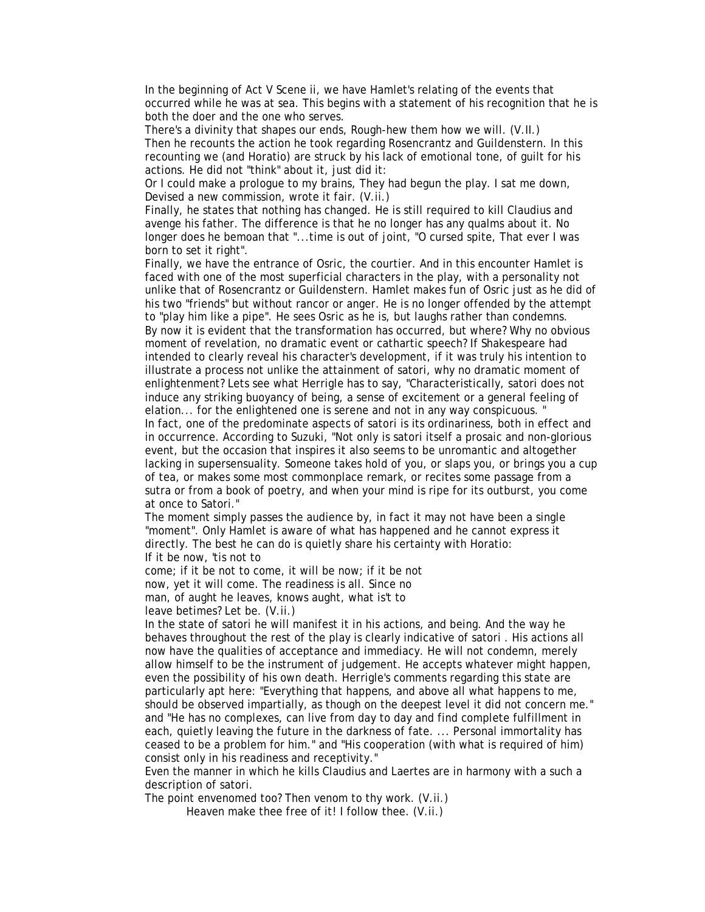In the beginning of Act V Scene ii, we have Hamlet's relating of the events that occurred while he was at sea. This begins with a statement of his recognition that he is both the doer and the one who serves.

There's a divinity that shapes our ends, Rough-hew them how we will. (V.II.)

Then he recounts the action he took regarding Rosencrantz and Guildenstern. In this recounting we (and Horatio) are struck by his lack of emotional tone, of guilt for his actions. He did not "think" about it, just did it:

Or I could make a prologue to my brains, They had begun the play. I sat me down, Devised a new commission, wrote it fair. (V.ii.)

Finally, he states that nothing has changed. He is still required to kill Claudius and avenge his father. The difference is that he no longer has any qualms about it. No longer does he bemoan that "...time is out of joint, "O cursed spite, That ever I was born to set it right".

Finally, we have the entrance of Osric, the courtier. And in this encounter Hamlet is faced with one of the most superficial characters in the play, with a personality not unlike that of Rosencrantz or Guildenstern. Hamlet makes fun of Osric just as he did of his two "friends" but without rancor or anger. He is no longer offended by the attempt to "play him like a pipe". He sees Osric as he is, but laughs rather than condemns.

By now it is evident that the transformation has occurred, but where? Why no obvious moment of revelation, no dramatic event or cathartic speech? If Shakespeare had intended to clearly reveal his character's development, if it was truly his intention to illustrate a process not unlike the attainment of satori, why no dramatic moment of enlightenment? Lets see what Herrigle has to say, "Characteristically, satori does not induce any striking buoyancy of being, a sense of excitement or a general feeling of elation... for the enlightened one is serene and not in any way conspicuous. "

In fact, one of the predominate aspects of satori is its ordinariness, both in effect and in occurrence. According to Suzuki, "Not only is satori itself a prosaic and non-glorious event, but the occasion that inspires it also seems to be unromantic and altogether lacking in supersensuality. Someone takes hold of you, or slaps you, or brings you a cup of tea, or makes some most commonplace remark, or recites some passage from a sutra or from a book of poetry, and when your mind is ripe for its outburst, you come at once to Satori."

The moment simply passes the audience by, in fact it may not have been a single "moment". Only Hamlet is aware of what has happened and he cannot express it directly. The best he can do is quietly share his certainty with Horatio:

If it be now, 'tis not to  
come; if it be not to come, it will be now; if it be not  
now, yet it will come. The readiness is all. Since no  
man, of aught he leaves, knows aught, what is't to  
leave betimes? Let be. (V.ii.)

In the state of satori he will manifest it in his actions, and being. And the way he behaves throughout the rest of the play is clearly indicative of satori . His actions all now have the qualities of acceptance and immediacy. He will not condemn, merely allow himself to be the instrument of judgement. He accepts whatever might happen, even the possibility of his own death. Herrigle's comments regarding this state are particularly apt here: "Everything that happens, and above all what happens to me, should be observed impartially, as though on the deepest level it did not concern me." and "He has no complexes, can live from day to day and find complete fulfillment in each, quietly leaving the future in the darkness of fate. ... Personal immortality has ceased to be a problem for him." and "His cooperation (with what is required of him) consist only in his readiness and receptivity."

Even the manner in which he kills Claudius and Laertes are in harmony with a such a description of satori.

The point envenomed too? Then venom to thy work. (V.ii.)

Heaven make thee free of it! I follow thee. (V.ii.)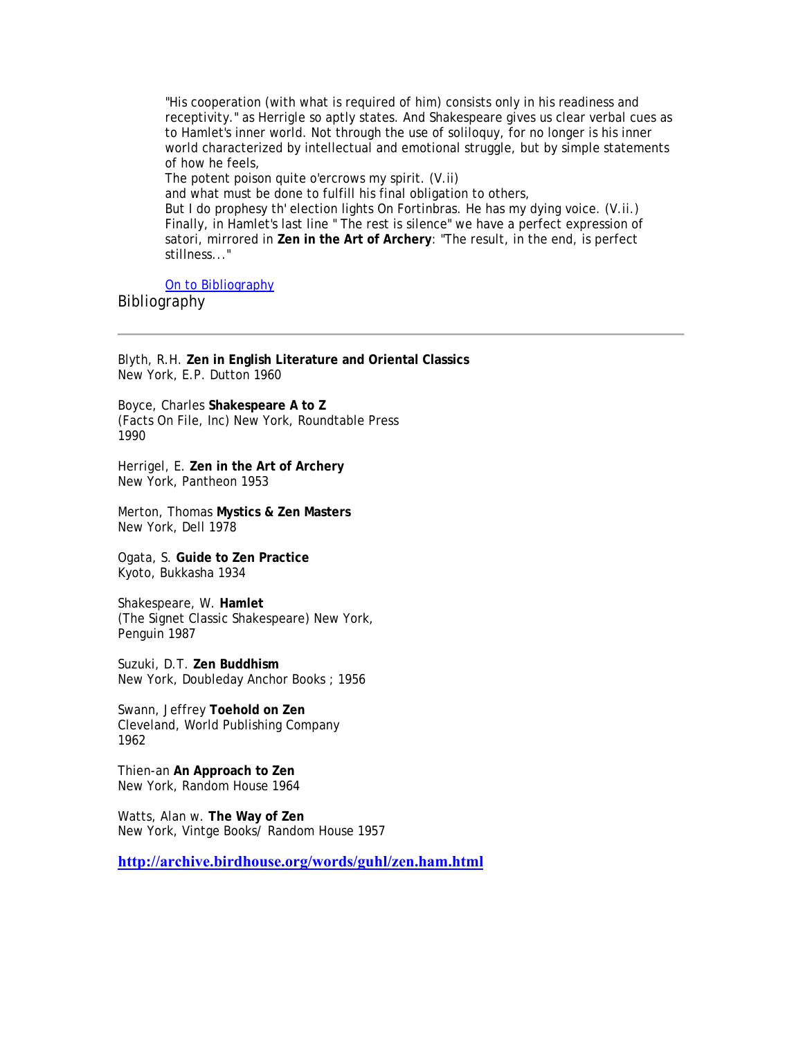"His cooperation (with what is required of him) consists only in his readiness and receptivity." as Herrigle so aptly states. And Shakespeare gives us clear verbal cues as to Hamlet's inner world. Not through the use of soliloquy, for no longer is his inner world characterized by intellectual and emotional struggle, but by simple statements of how he feels,

The potent poison quite o'ercrows my spirit. (V.ii)

and what must be done to fulfill his final obligation to others,

But I do prophesy th' election lights On Fortinbras. He has my dying voice. (V.ii.)

Finally, in Hamlet's last line " The rest is silence" we have a perfect expression of satori, mirrored in **Zen in the Art of Archery**: "The result, in the end, is perfect stillness..."

On to Bibliography

## Bibliography

---

Blyth, R.H. **Zen in English Literature and Oriental Classics**
New York, E.P. Dutton 1960

Boyce, Charles **Shakespeare A to Z**
(Facts On File, Inc) New York, Roundtable Press
1990

Herrigel, E. **Zen in the Art of Archery**
New York, Pantheon 1953

Merton, Thomas **Mystics & Zen Masters**
New York, Dell 1978

Ogata, S. **Guide to Zen Practice**
Kyoto, Bukkasha 1934

Shakespeare, W. **Hamlet**
(The Signet Classic Shakespeare) New York,
Penguin 1987

Suzuki, D.T. **Zen Buddhism**
New York, Doubleday Anchor Books ; 1956

Swann, Jeffrey **Toehold on Zen**
Cleveland, World Publishing Company
1962

Thien-an **An Approach to Zen**
New York, Random House 1964

Watts, Alan w. **The Way of Zen**
New York, Vintge Books/ Random House 1957

**http://archive.birdhouse.org/words/guhl/zen.ham.html**